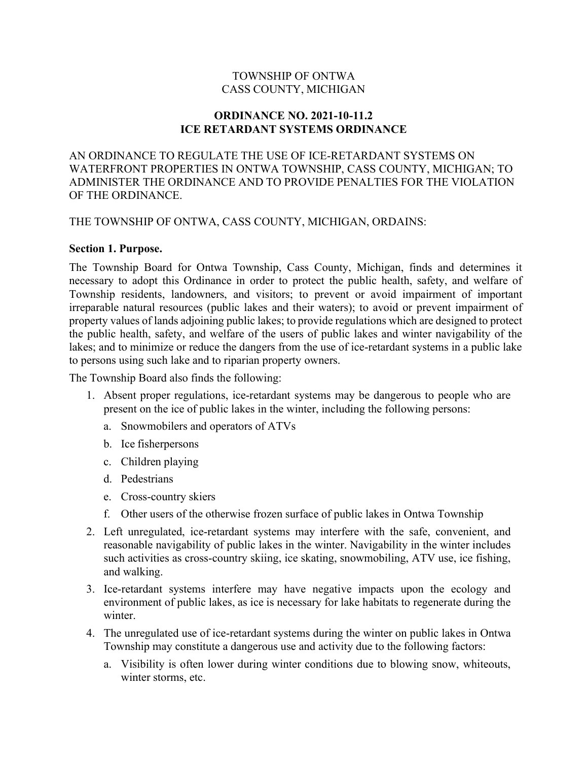TOWNSHIP OF ONTWA
CASS COUNTY, MICHIGAN

# ORDINANCE NO. 2021-10-11.2
# ICE RETARDANT SYSTEMS ORDINANCE

AN ORDINANCE TO REGULATE THE USE OF ICE-RETARDANT SYSTEMS ON WATERFRONT PROPERTIES IN ONTWA TOWNSHIP, CASS COUNTY, MICHIGAN; TO ADMINISTER THE ORDINANCE AND TO PROVIDE PENALTIES FOR THE VIOLATION OF THE ORDINANCE.

THE TOWNSHIP OF ONTWA, CASS COUNTY, MICHIGAN, ORDAINS:

## Section 1. Purpose.

The Township Board for Ontwa Township, Cass County, Michigan, finds and determines it necessary to adopt this Ordinance in order to protect the public health, safety, and welfare of Township residents, landowners, and visitors; to prevent or avoid impairment of important irreparable natural resources (public lakes and their waters); to avoid or prevent impairment of property values of lands adjoining public lakes; to provide regulations which are designed to protect the public health, safety, and welfare of the users of public lakes and winter navigability of the lakes; and to minimize or reduce the dangers from the use of ice-retardant systems in a public lake to persons using such lake and to riparian property owners.

The Township Board also finds the following:

1. Absent proper regulations, ice-retardant systems may be dangerous to people who are present on the ice of public lakes in the winter, including the following persons:
   a. Snowmobilers and operators of ATVs
   b. Ice fisherpersons
   c. Children playing
   d. Pedestrians
   e. Cross-country skiers
   f. Other users of the otherwise frozen surface of public lakes in Ontwa Township
2. Left unregulated, ice-retardant systems may interfere with the safe, convenient, and reasonable navigability of public lakes in the winter. Navigability in the winter includes such activities as cross-country skiing, ice skating, snowmobiling, ATV use, ice fishing, and walking.
3. Ice-retardant systems interfere may have negative impacts upon the ecology and environment of public lakes, as ice is necessary for lake habitats to regenerate during the winter.
4. The unregulated use of ice-retardant systems during the winter on public lakes in Ontwa Township may constitute a dangerous use and activity due to the following factors:
   a. Visibility is often lower during winter conditions due to blowing snow, whiteouts, winter storms, etc.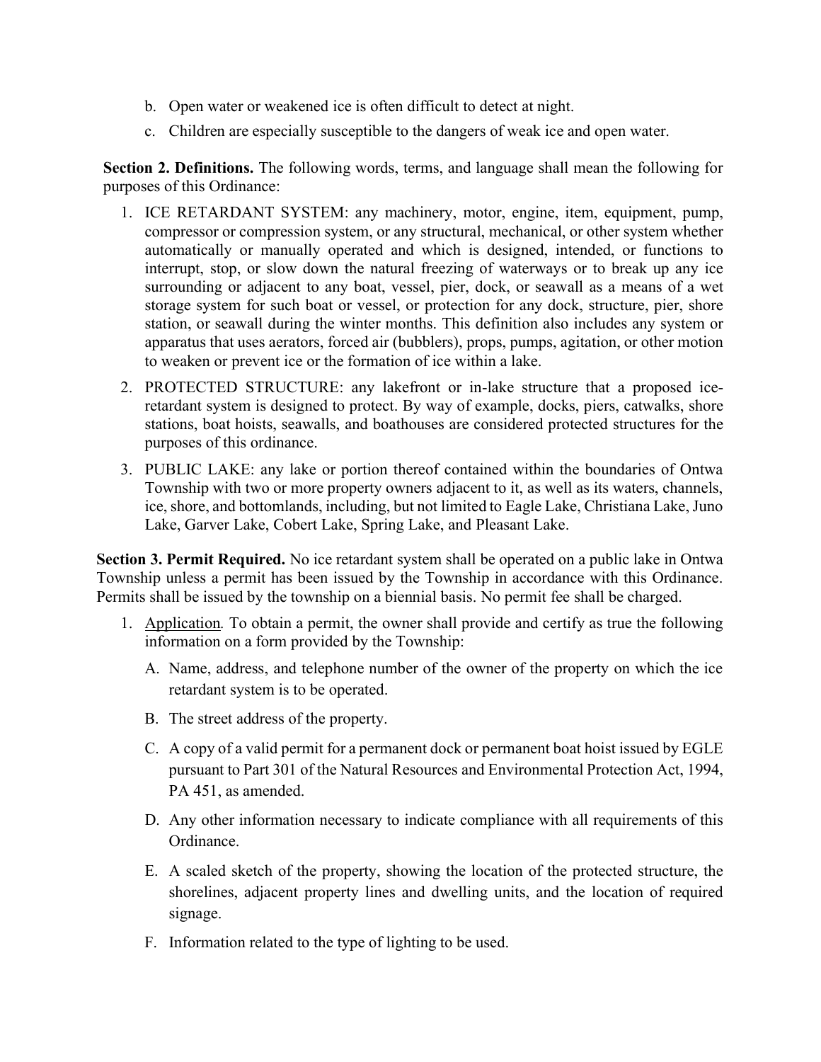b. Open water or weakened ice is often difficult to detect at night.

c. Children are especially susceptible to the dangers of weak ice and open water.

**Section 2. Definitions.** The following words, terms, and language shall mean the following for purposes of this Ordinance:

1. ICE RETARDANT SYSTEM: any machinery, motor, engine, item, equipment, pump, compressor or compression system, or any structural, mechanical, or other system whether automatically or manually operated and which is designed, intended, or functions to interrupt, stop, or slow down the natural freezing of waterways or to break up any ice surrounding or adjacent to any boat, vessel, pier, dock, or seawall as a means of a wet storage system for such boat or vessel, or protection for any dock, structure, pier, shore station, or seawall during the winter months. This definition also includes any system or apparatus that uses aerators, forced air (bubblers), props, pumps, agitation, or other motion to weaken or prevent ice or the formation of ice within a lake.

2. PROTECTED STRUCTURE: any lakefront or in-lake structure that a proposed ice-retardant system is designed to protect. By way of example, docks, piers, catwalks, shore stations, boat hoists, seawalls, and boathouses are considered protected structures for the purposes of this ordinance.

3. PUBLIC LAKE: any lake or portion thereof contained within the boundaries of Ontwa Township with two or more property owners adjacent to it, as well as its waters, channels, ice, shore, and bottomlands, including, but not limited to Eagle Lake, Christiana Lake, Juno Lake, Garver Lake, Cobert Lake, Spring Lake, and Pleasant Lake.

**Section 3. Permit Required.** No ice retardant system shall be operated on a public lake in Ontwa Township unless a permit has been issued by the Township in accordance with this Ordinance. Permits shall be issued by the township on a biennial basis. No permit fee shall be charged.

1. Application. To obtain a permit, the owner shall provide and certify as true the following information on a form provided by the Township:

   A. Name, address, and telephone number of the owner of the property on which the ice retardant system is to be operated.

   B. The street address of the property.

   C. A copy of a valid permit for a permanent dock or permanent boat hoist issued by EGLE pursuant to Part 301 of the Natural Resources and Environmental Protection Act, 1994, PA 451, as amended.

   D. Any other information necessary to indicate compliance with all requirements of this Ordinance.

   E. A scaled sketch of the property, showing the location of the protected structure, the shorelines, adjacent property lines and dwelling units, and the location of required signage.

   F. Information related to the type of lighting to be used.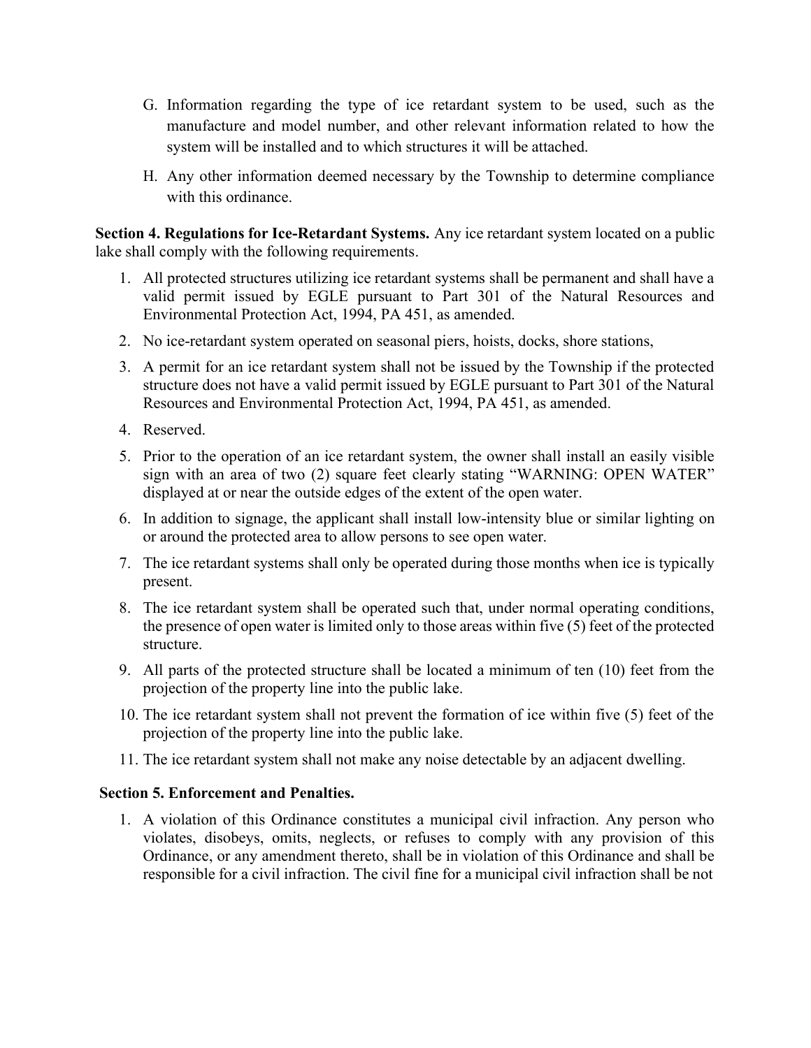G. Information regarding the type of ice retardant system to be used, such as the manufacture and model number, and other relevant information related to how the system will be installed and to which structures it will be attached.

H. Any other information deemed necessary by the Township to determine compliance with this ordinance.

**Section 4. Regulations for Ice-Retardant Systems.** Any ice retardant system located on a public lake shall comply with the following requirements.

1. All protected structures utilizing ice retardant systems shall be permanent and shall have a valid permit issued by EGLE pursuant to Part 301 of the Natural Resources and Environmental Protection Act, 1994, PA 451, as amended.
2. No ice-retardant system operated on seasonal piers, hoists, docks, shore stations,
3. A permit for an ice retardant system shall not be issued by the Township if the protected structure does not have a valid permit issued by EGLE pursuant to Part 301 of the Natural Resources and Environmental Protection Act, 1994, PA 451, as amended.
4. Reserved.
5. Prior to the operation of an ice retardant system, the owner shall install an easily visible sign with an area of two (2) square feet clearly stating "WARNING: OPEN WATER" displayed at or near the outside edges of the extent of the open water.
6. In addition to signage, the applicant shall install low-intensity blue or similar lighting on or around the protected area to allow persons to see open water.
7. The ice retardant systems shall only be operated during those months when ice is typically present.
8. The ice retardant system shall be operated such that, under normal operating conditions, the presence of open water is limited only to those areas within five (5) feet of the protected structure.
9. All parts of the protected structure shall be located a minimum of ten (10) feet from the projection of the property line into the public lake.
10. The ice retardant system shall not prevent the formation of ice within five (5) feet of the projection of the property line into the public lake.
11. The ice retardant system shall not make any noise detectable by an adjacent dwelling.

**Section 5. Enforcement and Penalties.**

1. A violation of this Ordinance constitutes a municipal civil infraction. Any person who violates, disobeys, omits, neglects, or refuses to comply with any provision of this Ordinance, or any amendment thereto, shall be in violation of this Ordinance and shall be responsible for a civil infraction. The civil fine for a municipal civil infraction shall be not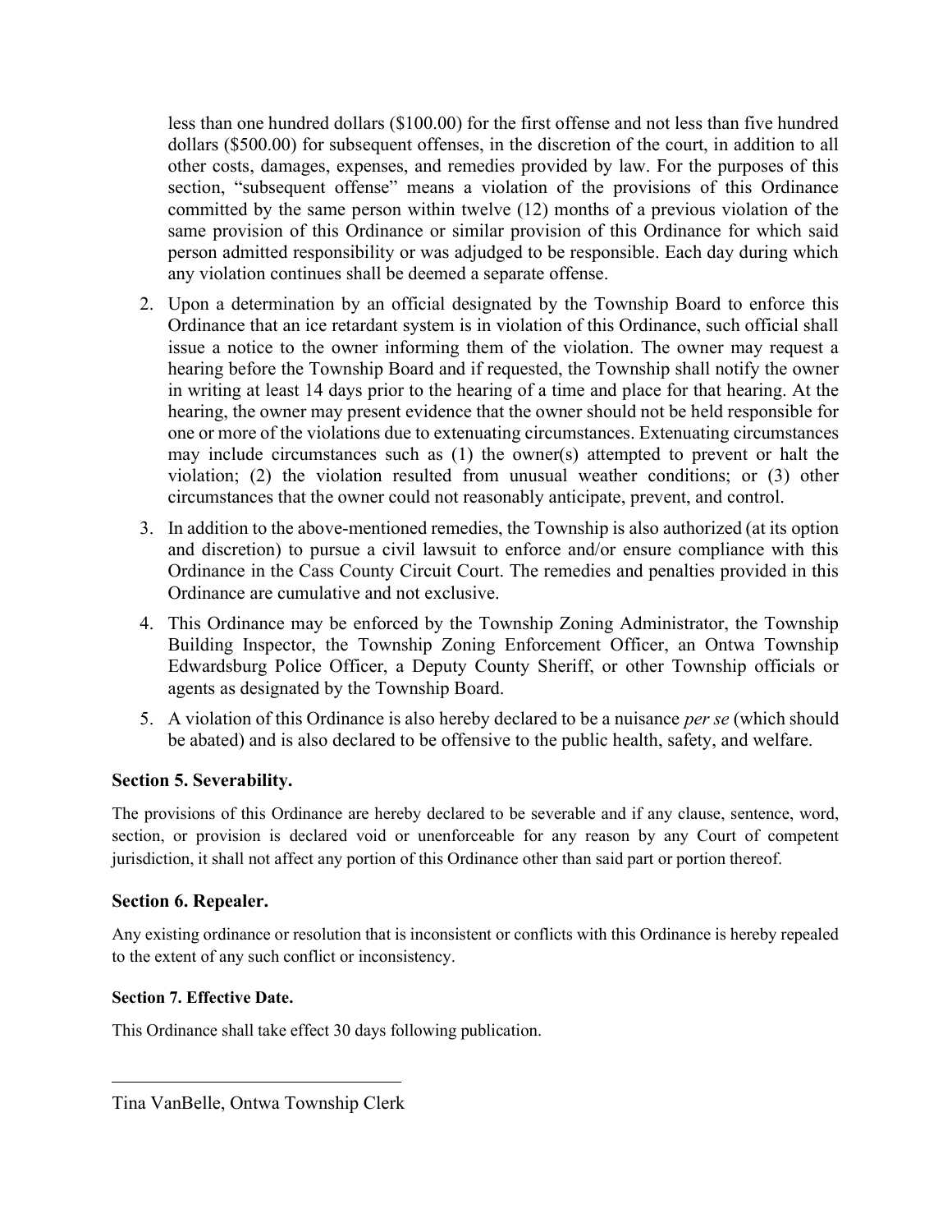less than one hundred dollars ($100.00) for the first offense and not less than five hundred dollars ($500.00) for subsequent offenses, in the discretion of the court, in addition to all other costs, damages, expenses, and remedies provided by law. For the purposes of this section, "subsequent offense" means a violation of the provisions of this Ordinance committed by the same person within twelve (12) months of a previous violation of the same provision of this Ordinance or similar provision of this Ordinance for which said person admitted responsibility or was adjudged to be responsible. Each day during which any violation continues shall be deemed a separate offense.

2. Upon a determination by an official designated by the Township Board to enforce this Ordinance that an ice retardant system is in violation of this Ordinance, such official shall issue a notice to the owner informing them of the violation. The owner may request a hearing before the Township Board and if requested, the Township shall notify the owner in writing at least 14 days prior to the hearing of a time and place for that hearing. At the hearing, the owner may present evidence that the owner should not be held responsible for one or more of the violations due to extenuating circumstances. Extenuating circumstances may include circumstances such as (1) the owner(s) attempted to prevent or halt the violation; (2) the violation resulted from unusual weather conditions; or (3) other circumstances that the owner could not reasonably anticipate, prevent, and control.
3. In addition to the above-mentioned remedies, the Township is also authorized (at its option and discretion) to pursue a civil lawsuit to enforce and/or ensure compliance with this Ordinance in the Cass County Circuit Court. The remedies and penalties provided in this Ordinance are cumulative and not exclusive.
4. This Ordinance may be enforced by the Township Zoning Administrator, the Township Building Inspector, the Township Zoning Enforcement Officer, an Ontwa Township Edwardsburg Police Officer, a Deputy County Sheriff, or other Township officials or agents as designated by the Township Board.
5. A violation of this Ordinance is also hereby declared to be a nuisance *per se* (which should be abated) and is also declared to be offensive to the public health, safety, and welfare.

### Section 5. Severability.

The provisions of this Ordinance are hereby declared to be severable and if any clause, sentence, word, section, or provision is declared void or unenforceable for any reason by any Court of competent jurisdiction, it shall not affect any portion of this Ordinance other than said part or portion thereof.

### Section 6. Repealer.

Any existing ordinance or resolution that is inconsistent or conflicts with this Ordinance is hereby repealed to the extent of any such conflict or inconsistency.

#### Section 7. Effective Date.

This Ordinance shall take effect 30 days following publication.

_______________________________

Tina VanBelle, Ontwa Township Clerk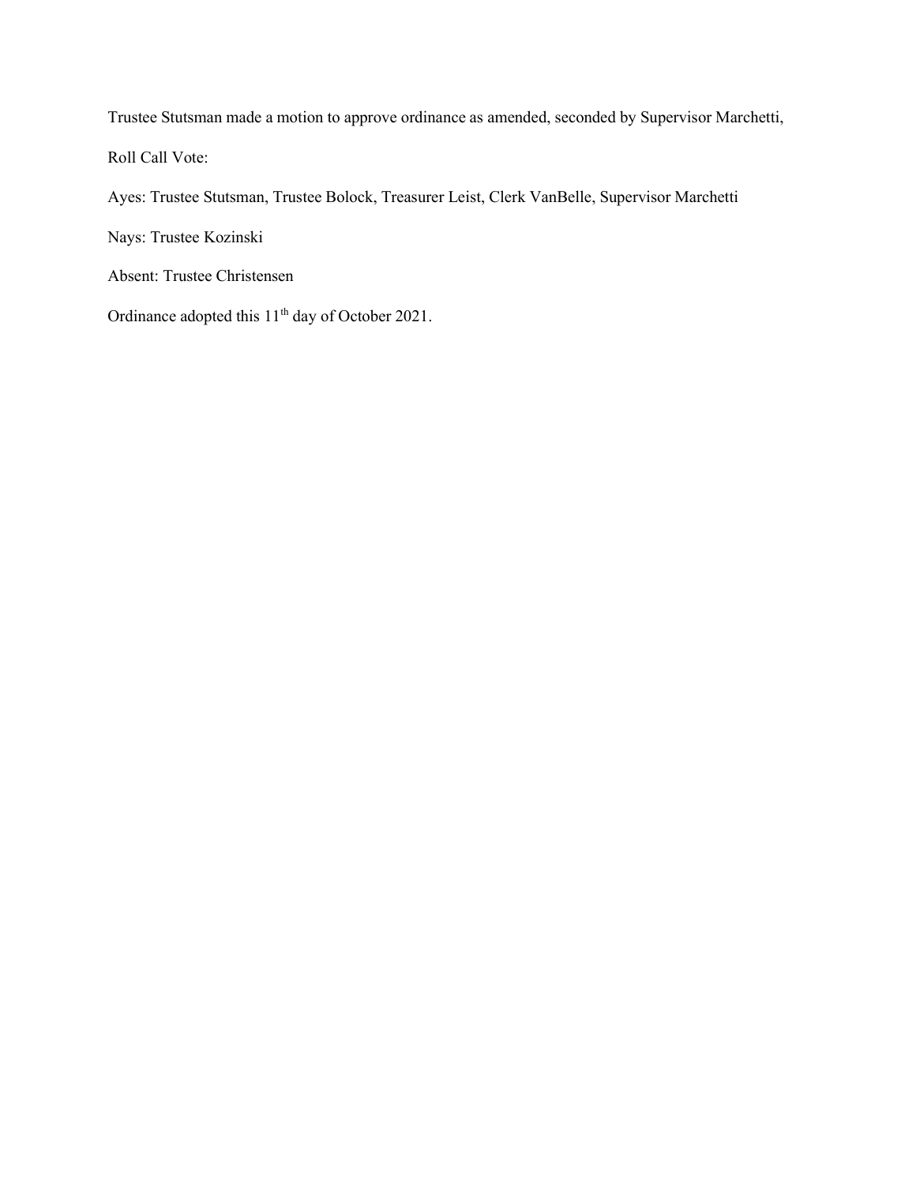Trustee Stutsman made a motion to approve ordinance as amended, seconded by Supervisor Marchetti,

Roll Call Vote:

Ayes: Trustee Stutsman, Trustee Bolock, Treasurer Leist, Clerk VanBelle, Supervisor Marchetti

Nays: Trustee Kozinski

Absent: Trustee Christensen

Ordinance adopted this 11th day of October 2021.